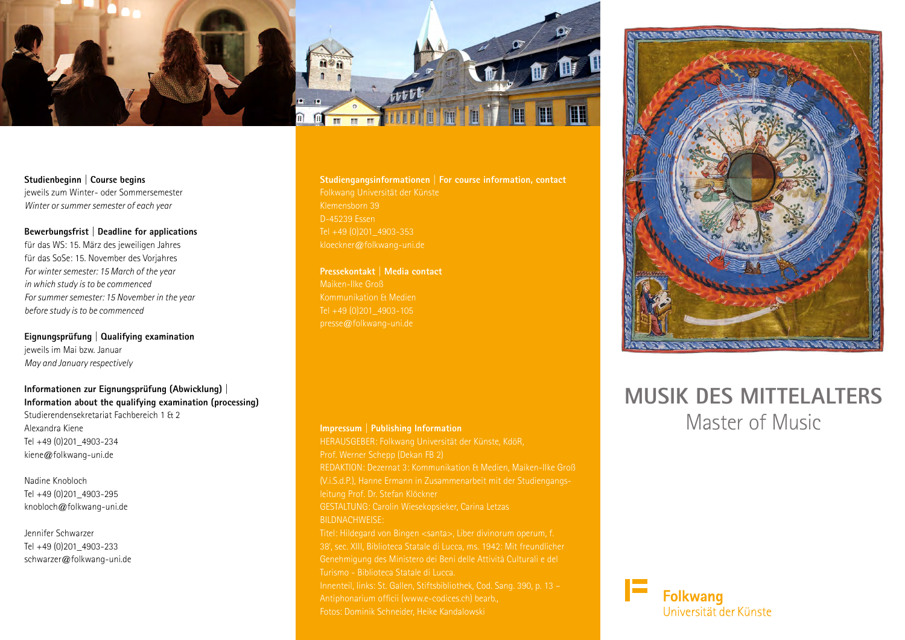**Studienbeginn | Course begins**
jeweils zum Winter- oder Sommersemester
*Winter or summer semester of each year*

**Bewerbungsfrist | Deadline for applications**
für das WS: 15. März des jeweiligen Jahres
für das SoSe: 15. November des Vorjahres
*For winter semester: 15 March of the year in which study is to be commenced*
*For summer semester: 15 November in the year before study is to be commenced*

**Eignungsprüfung | Qualifying examination**
jeweils im Mai bzw. Januar
*May and January respectively*

**Informationen zur Eignungsprüfung (Abwicklung) | Information about the qualifying examination (processing)**
Studierendensekretariat Fachbereich 1 & 2
Alexandra Kiene
Tel +49 (0)201_4903-234
kiene@folkwang-uni.de

Nadine Knobloch
Tel +49 (0)201_4903-295
knobloch@folkwang-uni.de

Jennifer Schwarzer
Tel +49 (0)201_4903-233
schwarzer@folkwang-uni.de

**Studiengangsinformationen | For course information, contact**
Folkwang Universität der Künste
Klemensborn 39
D-45239 Essen
Tel +49 (0)201_4903-353
kloeckner@folkwang-uni.de

**Pressekontakt | Media contact**
Maiken-Ilke Groß
Kommunikation & Medien
Tel +49 (0)201_4903-105
presse@folkwang-uni.de

**Impressum | Publishing Information**
HERAUSGEBER: Folkwang Universität der Künste, KdöR, Prof. Werner Schepp (Dekan FB 2)
REDAKTION: Dezernat 3: Kommunikation & Medien, Maiken-Ilke Groß (V.i.S.d.P.), Hanne Ermann in Zusammenarbeit mit der Studiengangsleitung Prof. Dr. Stefan Klöckner
GESTALTUNG: Carolin Wiesekopsieker, Carina Letzas
BILDNACHWEISE:
Titel: Hildegard von Bingen <santa>, Liber divinorum operum, f. 38r, sec. XIII, Biblioteca Statale di Lucca, ms. 1942: Mit freundlicher Genehmigung des Ministero dei Beni delle Attività Culturali e del Turismo - Biblioteca Statale di Lucca.
Innenteil, links: St. Gallen, Stiftsbibliothek, Cod. Sang. 390, p. 13 – Antiphonarium officii (www.e-codices.ch) bearb.,
Fotos: Dominik Schneider, Heike Kandalowski

# MUSIK DES MITTELALTERS
## Master of Music

Folkwang
Universität der Künste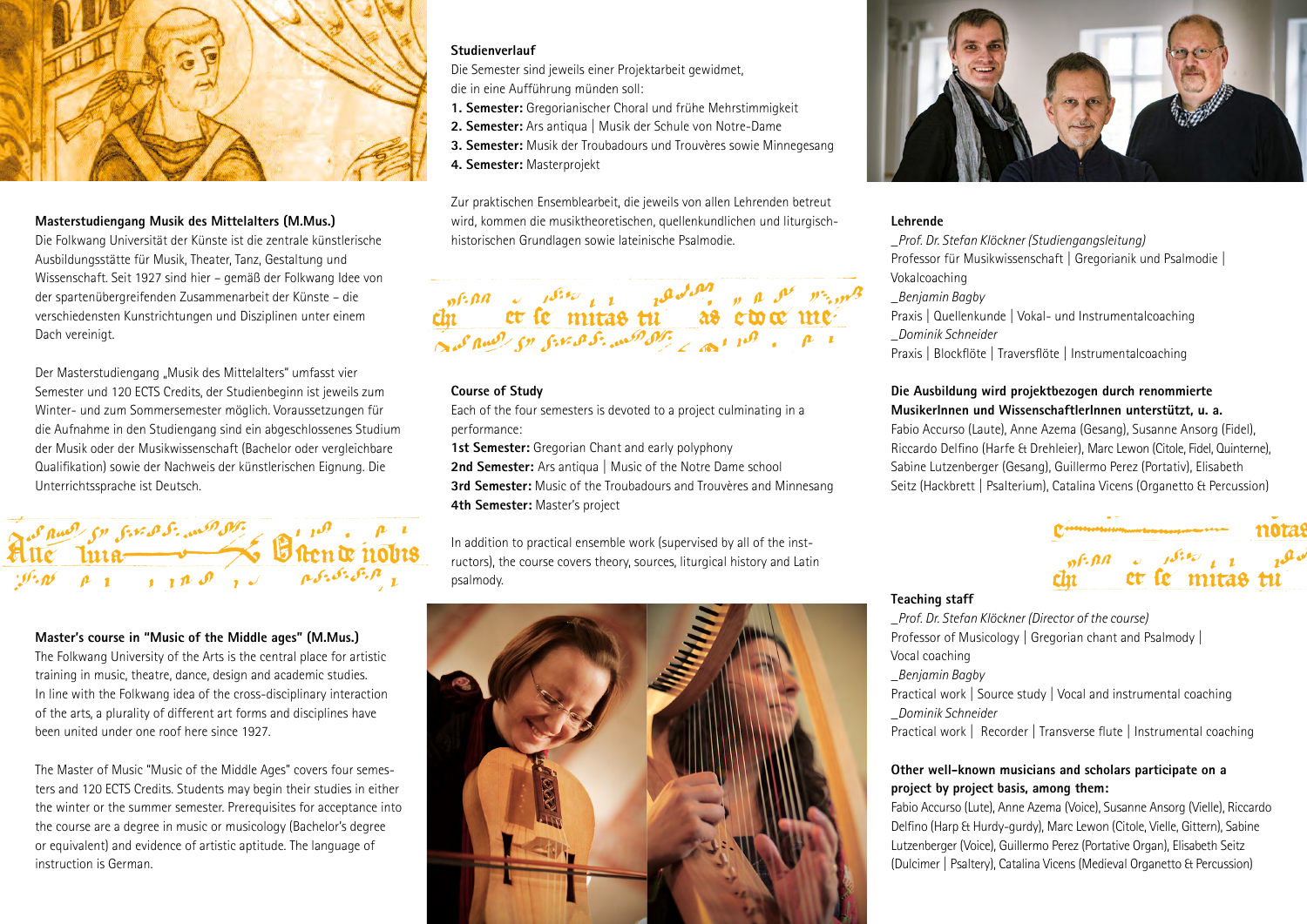### Masterstudiengang Musik des Mittelalters (M.Mus.)

Die Folkwang Universität der Künste ist die zentrale künstlerische Ausbildungsstätte für Musik, Theater, Tanz, Gestaltung und Wissenschaft. Seit 1927 sind hier – gemäß der Folkwang Idee von der spartenübergreifenden Zusammenarbeit der Künste – die verschiedensten Kunstrichtungen und Disziplinen unter einem Dach vereinigt.

Der Masterstudiengang „Musik des Mittelalters" umfasst vier Semester und 120 ECTS Credits, der Studienbeginn ist jeweils zum Winter- und zum Sommersemester möglich. Voraussetzungen für die Aufnahme in den Studiengang sind ein abgeschlossenes Studium der Musik oder der Musikwissenschaft (Bachelor oder vergleichbare Qualifikation) sowie der Nachweis der künstlerischen Eignung. Die Unterrichtssprache ist Deutsch.

### Master's course in "Music of the Middle ages" (M.Mus.)

The Folkwang University of the Arts is the central place for artistic training in music, theatre, dance, design and academic studies. In line with the Folkwang idea of the cross-disciplinary interaction of the arts, a plurality of different art forms and disciplines have been united under one roof here since 1927.

The Master of Music "Music of the Middle Ages" covers four semesters and 120 ECTS Credits. Students may begin their studies in either the winter or the summer semester. Prerequisites for acceptance into the course are a degree in music or musicology (Bachelor's degree or equivalent) and evidence of artistic aptitude. The language of instruction is German.

### Studienverlauf

Die Semester sind jeweils einer Projektarbeit gewidmet, die in eine Aufführung münden soll:

**1. Semester:** Gregorianischer Choral und frühe Mehrstimmigkeit
**2. Semester:** Ars antiqua | Musik der Schule von Notre-Dame
**3. Semester:** Musik der Troubadours und Trouvères sowie Minnegesang
**4. Semester:** Masterprojekt

Zur praktischen Ensemblearbeit, die jeweils von allen Lehrenden betreut wird, kommen die musiktheoretischen, quellenkundlichen und liturgisch-historischen Grundlagen sowie lateinische Psalmodie.

### Course of Study

Each of the four semesters is devoted to a project culminating in a performance:

**1st Semester:** Gregorian Chant and early polyphony
**2nd Semester:** Ars antiqua | Music of the Notre Dame school
**3rd Semester:** Music of the Troubadours and Trouvères and Minnesang
**4th Semester:** Master's project

In addition to practical ensemble work (supervised by all of the instructors), the course covers theory, sources, liturgical history and Latin psalmody.

### Lehrende

_Prof. Dr. Stefan Klöckner (Studiengangsleitung)
Professor für Musikwissenschaft | Gregorianik und Psalmodie | Vokalcoaching
_Benjamin Bagby
Praxis | Quellenkunde | Vokal- und Instrumentalcoaching
_Dominik Schneider
Praxis | Blockflöte | Traversflöte | Instrumentalcoaching

**Die Ausbildung wird projektbezogen durch renommierte MusikerInnen und WissenschaftlerInnen unterstützt, u. a.**

Fabio Accurso (Laute), Anne Azema (Gesang), Susanne Ansorg (Fidel), Riccardo Delfino (Harfe & Drehleier), Marc Lewon (Citole, Fidel, Quinterne), Sabine Lutzenberger (Gesang), Guillermo Perez (Portativ), Elisabeth Seitz (Hackbrett | Psalterium), Catalina Vicens (Organetto & Percussion)

### Teaching staff

_Prof. Dr. Stefan Klöckner (Director of the course)
Professor of Musicology | Gregorian chant and Psalmody | Vocal coaching
_Benjamin Bagby
Practical work | Source study | Vocal and instrumental coaching
_Dominik Schneider
Practical work | Recorder | Transverse flute | Instrumental coaching

**Other well-known musicians and scholars participate on a project by project basis, among them:**

Fabio Accurso (Lute), Anne Azema (Voice), Susanne Ansorg (Vielle), Riccardo Delfino (Harp & Hurdy-gurdy), Marc Lewon (Citole, Vielle, Gittern), Sabine Lutzenberger (Voice), Guillermo Perez (Portative Organ), Elisabeth Seitz (Dulcimer | Psaltery), Catalina Vicens (Medieval Organetto & Percussion)